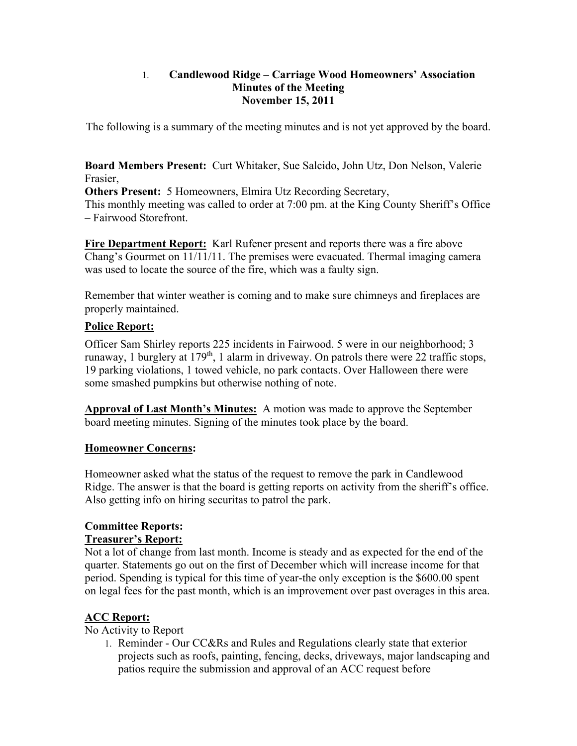1. **Candlewood Ridge – Carriage Wood Homeowners' Association**
**Minutes of the Meeting**
**November 15, 2011**

The following is a summary of the meeting minutes and is not yet approved by the board.

**Board Members Present:** Curt Whitaker, Sue Salcido, John Utz, Don Nelson, Valerie Frasier,
**Others Present:** 5 Homeowners, Elmira Utz Recording Secretary,
This monthly meeting was called to order at 7:00 pm. at the King County Sheriff's Office – Fairwood Storefront.

**Fire Department Report:** Karl Rufener present and reports there was a fire above Chang's Gourmet on 11/11/11. The premises were evacuated. Thermal imaging camera was used to locate the source of the fire, which was a faulty sign.

Remember that winter weather is coming and to make sure chimneys and fireplaces are properly maintained.

**Police Report:**

Officer Sam Shirley reports 225 incidents in Fairwood. 5 were in our neighborhood; 3 runaway, 1 burglery at 179th, 1 alarm in driveway. On patrols there were 22 traffic stops, 19 parking violations, 1 towed vehicle, no park contacts. Over Halloween there were some smashed pumpkins but otherwise nothing of note.

**Approval of Last Month's Minutes:** A motion was made to approve the September board meeting minutes. Signing of the minutes took place by the board.

**Homeowner Concerns:**

Homeowner asked what the status of the request to remove the park in Candlewood Ridge. The answer is that the board is getting reports on activity from the sheriff's office. Also getting info on hiring securitas to patrol the park.

**Committee Reports:**
**Treasurer's Report:**
Not a lot of change from last month. Income is steady and as expected for the end of the quarter. Statements go out on the first of December which will increase income for that period. Spending is typical for this time of year-the only exception is the $600.00 spent on legal fees for the past month, which is an improvement over past overages in this area.

**ACC Report:**
No Activity to Report

1. Reminder - Our CC&Rs and Rules and Regulations clearly state that exterior projects such as roofs, painting, fencing, decks, driveways, major landscaping and patios require the submission and approval of an ACC request before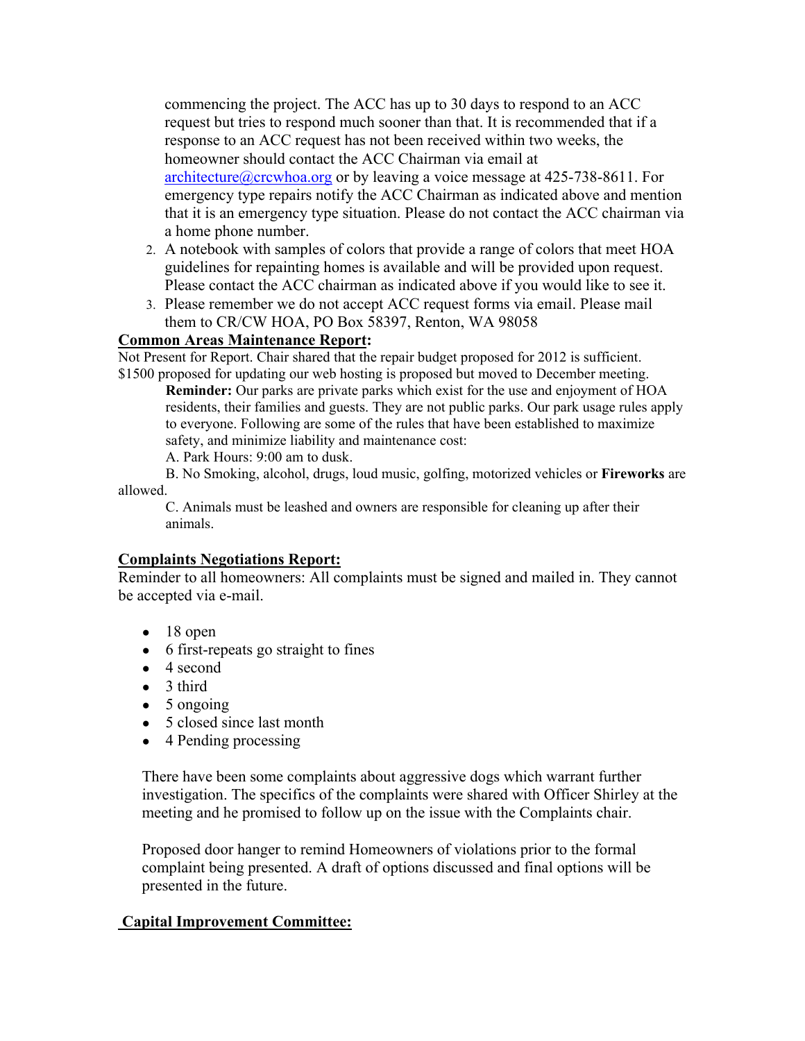commencing the project. The ACC has up to 30 days to respond to an ACC request but tries to respond much sooner than that. It is recommended that if a response to an ACC request has not been received within two weeks, the homeowner should contact the ACC Chairman via email at architecture@crcwhoa.org or by leaving a voice message at 425-738-8611. For emergency type repairs notify the ACC Chairman as indicated above and mention that it is an emergency type situation. Please do not contact the ACC chairman via a home phone number.

2. A notebook with samples of colors that provide a range of colors that meet HOA guidelines for repainting homes is available and will be provided upon request. Please contact the ACC chairman as indicated above if you would like to see it.
3. Please remember we do not accept ACC request forms via email. Please mail them to CR/CW HOA, PO Box 58397, Renton, WA 98058

**Common Areas Maintenance Report:**

Not Present for Report. Chair shared that the repair budget proposed for 2012 is sufficient. $1500 proposed for updating our web hosting is proposed but moved to December meeting.

**Reminder:** Our parks are private parks which exist for the use and enjoyment of HOA residents, their families and guests. They are not public parks. Our park usage rules apply to everyone. Following are some of the rules that have been established to maximize safety, and minimize liability and maintenance cost:

A. Park Hours: 9:00 am to dusk.

B. No Smoking, alcohol, drugs, loud music, golfing, motorized vehicles or **Fireworks** are allowed.

C. Animals must be leashed and owners are responsible for cleaning up after their animals.

**Complaints Negotiations Report:**

Reminder to all homeowners: All complaints must be signed and mailed in. They cannot be accepted via e-mail.

- 18 open
- 6 first-repeats go straight to fines
- 4 second
- 3 third
- 5 ongoing
- 5 closed since last month
- 4 Pending processing

There have been some complaints about aggressive dogs which warrant further investigation. The specifics of the complaints were shared with Officer Shirley at the meeting and he promised to follow up on the issue with the Complaints chair.

Proposed door hanger to remind Homeowners of violations prior to the formal complaint being presented. A draft of options discussed and final options will be presented in the future.

**Capital Improvement Committee:**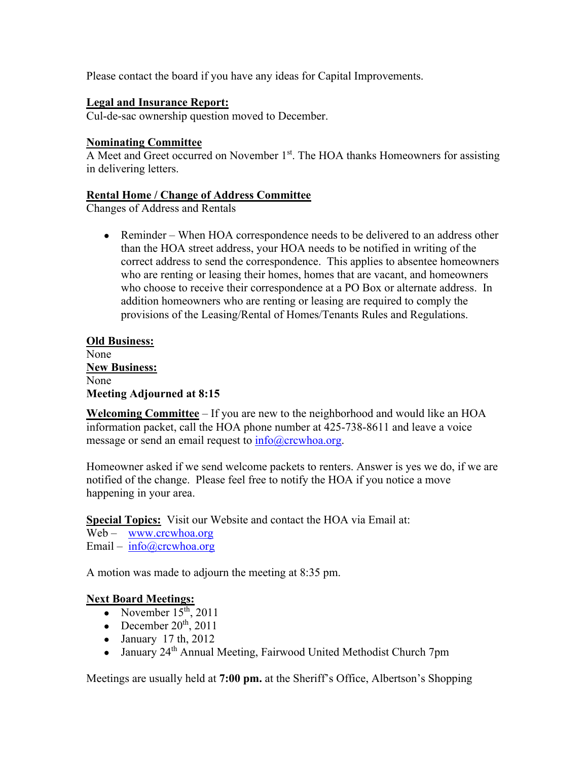Please contact the board if you have any ideas for Capital Improvements.

**Legal and Insurance Report:**
Cul-de-sac ownership question moved to December.

**Nominating Committee**
A Meet and Greet occurred on November 1st. The HOA thanks Homeowners for assisting in delivering letters.

**Rental Home / Change of Address Committee**
Changes of Address and Rentals

- Reminder – When HOA correspondence needs to be delivered to an address other than the HOA street address, your HOA needs to be notified in writing of the correct address to send the correspondence. This applies to absentee homeowners who are renting or leasing their homes, homes that are vacant, and homeowners who choose to receive their correspondence at a PO Box or alternate address. In addition homeowners who are renting or leasing are required to comply the provisions of the Leasing/Rental of Homes/Tenants Rules and Regulations.

**Old Business:**
None
**New Business:**
None
**Meeting Adjourned at 8:15**

**Welcoming Committee** – If you are new to the neighborhood and would like an HOA information packet, call the HOA phone number at 425-738-8611 and leave a voice message or send an email request to info@crcwhoa.org.

Homeowner asked if we send welcome packets to renters. Answer is yes we do, if we are notified of the change. Please feel free to notify the HOA if you notice a move happening in your area.

**Special Topics:** Visit our Website and contact the HOA via Email at:
Web – www.crcwhoa.org
Email – info@crcwhoa.org

A motion was made to adjourn the meeting at 8:35 pm.

**Next Board Meetings:**

- November 15th, 2011
- December 20th, 2011
- January 17 th, 2012
- January 24th Annual Meeting, Fairwood United Methodist Church 7pm

Meetings are usually held at **7:00 pm.** at the Sheriff's Office, Albertson's Shopping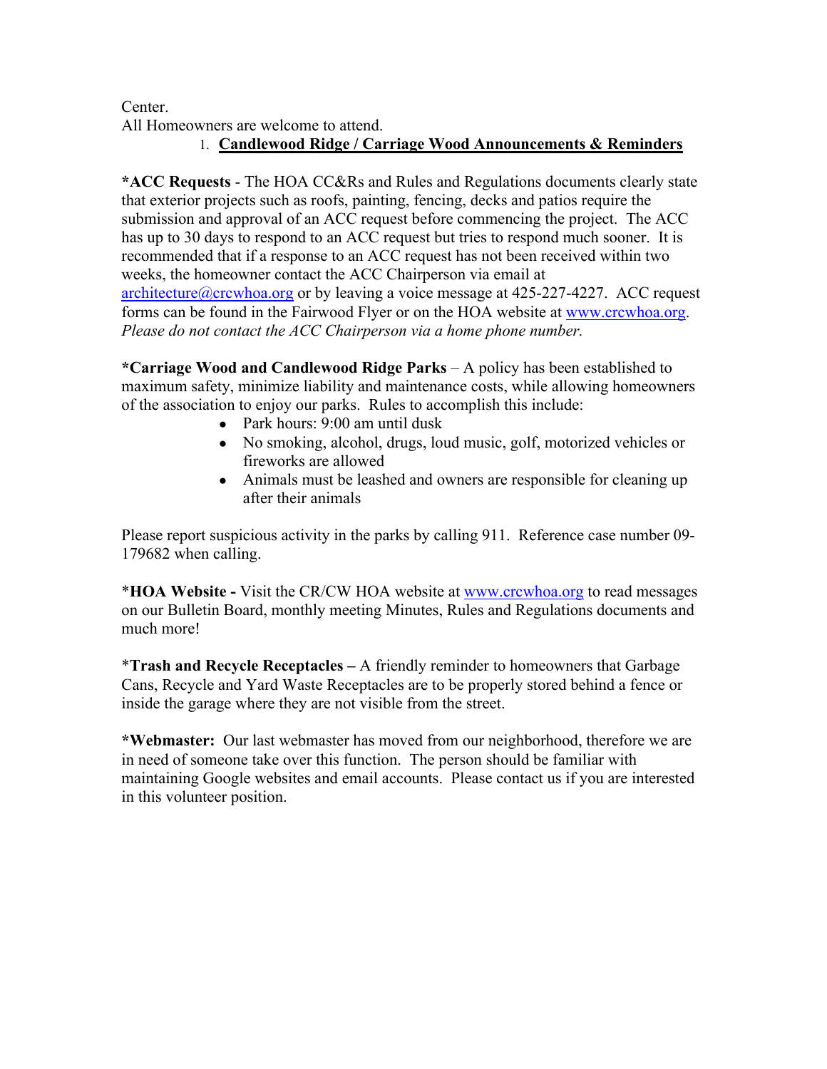Center.
All Homeowners are welcome to attend.

1. **Candlewood Ridge / Carriage Wood Announcements & Reminders**

***ACC Requests** - The HOA CC&Rs and Rules and Regulations documents clearly state that exterior projects such as roofs, painting, fencing, decks and patios require the submission and approval of an ACC request before commencing the project. The ACC has up to 30 days to respond to an ACC request but tries to respond much sooner. It is recommended that if a response to an ACC request has not been received within two weeks, the homeowner contact the ACC Chairperson via email at architecture@crcwhoa.org or by leaving a voice message at 425-227-4227. ACC request forms can be found in the Fairwood Flyer or on the HOA website at www.crcwhoa.org. *Please do not contact the ACC Chairperson via a home phone number.*

***Carriage Wood and Candlewood Ridge Parks** – A policy has been established to maximum safety, minimize liability and maintenance costs, while allowing homeowners of the association to enjoy our parks. Rules to accomplish this include:

- Park hours: 9:00 am until dusk
- No smoking, alcohol, drugs, loud music, golf, motorized vehicles or fireworks are allowed
- Animals must be leashed and owners are responsible for cleaning up after their animals

Please report suspicious activity in the parks by calling 911. Reference case number 09-179682 when calling.

***HOA Website -** Visit the CR/CW HOA website at www.crcwhoa.org to read messages on our Bulletin Board, monthly meeting Minutes, Rules and Regulations documents and much more!

***Trash and Recycle Receptacles –** A friendly reminder to homeowners that Garbage Cans, Recycle and Yard Waste Receptacles are to be properly stored behind a fence or inside the garage where they are not visible from the street.

***Webmaster:** Our last webmaster has moved from our neighborhood, therefore we are in need of someone take over this function. The person should be familiar with maintaining Google websites and email accounts. Please contact us if you are interested in this volunteer position.